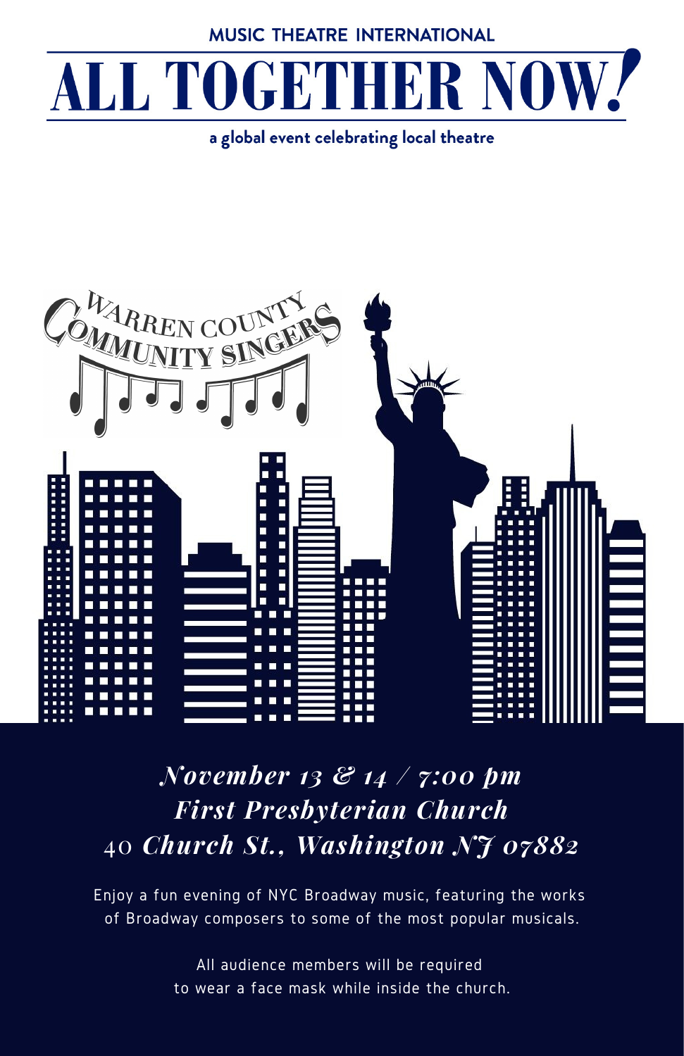MUSIC THEATRE INTERNATIONAL

# ALL TOGETHER NOW!

**a global event celebrating local theatre**

Warren County Community Singers

***November 13 & 14 / 7:00 pm***
***First Presbyterian Church***
***40 Church St., Washington NJ 07882***

Enjoy a fun evening of NYC Broadway music, featuring the works of Broadway composers to some of the most popular musicals.

All audience members will be required to wear a face mask while inside the church.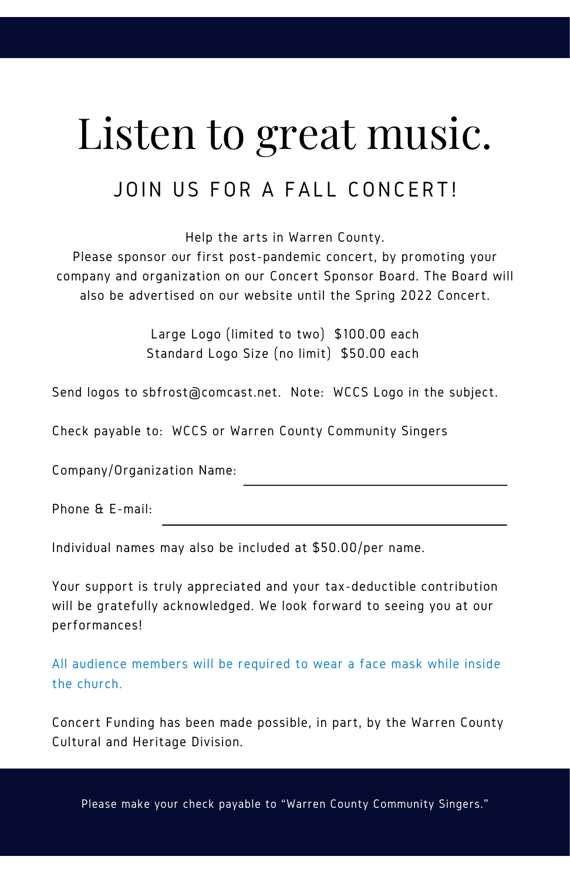# Listen to great music.

## JOIN US FOR A FALL CONCERT!

Help the arts in Warren County.
Please sponsor our first post-pandemic concert, by promoting your company and organization on our Concert Sponsor Board. The Board will also be advertised on our website until the Spring 2022 Concert.

Large Logo (limited to two) $100.00 each
Standard Logo Size (no limit) $50.00 each

Send logos to sbfrost@comcast.net. Note: WCCS Logo in the subject.

Check payable to: WCCS or Warren County Community Singers

Company/Organization Name: ______________________________

Phone & E-mail: ______________________________

Individual names may also be included at $50.00/per name.

Your support is truly appreciated and your tax-deductible contribution will be gratefully acknowledged. We look forward to seeing you at our performances!

All audience members will be required to wear a face mask while inside the church.

Concert Funding has been made possible, in part, by the Warren County Cultural and Heritage Division.

Please make your check payable to “Warren County Community Singers.”